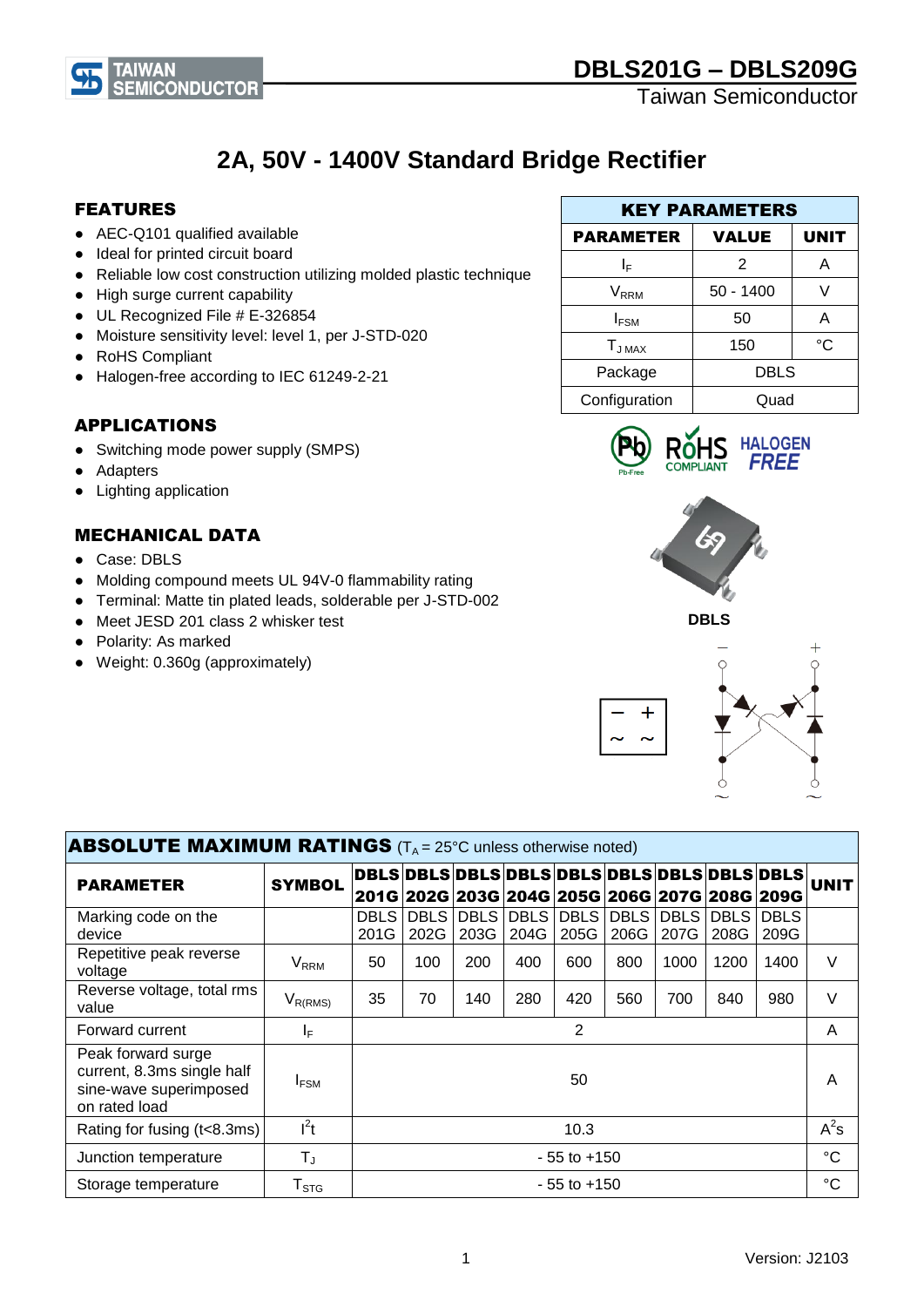# DBLS201G – DBLS209G

Taiwan Semiconductor

## 2A, 50V - 1400V Standard Bridge Rectifier

### FEATURES

- AEC-Q101 qualified available
- Ideal for printed circuit board
- Reliable low cost construction utilizing molded plastic technique
- High surge current capability
- UL Recognized File # E-326854
- Moisture sensitivity level: level 1, per J-STD-020
- RoHS Compliant
- Halogen-free according to IEC 61249-2-21

| KEY PARAMETERS | | |
|---|---|---|
| **PARAMETER** | **VALUE** | **UNIT** |
| $I_F$ | 2 | A |
| $V_{RRM}$ | 50 - 1400 | V |
| $I_{FSM}$ | 50 | A |
| $T_{J\ MAX}$ | 150 | °C |
| Package | DBLS | |
| Configuration | Quad | |

### APPLICATIONS

- Switching mode power supply (SMPS)
- Adapters
- Lighting application

### MECHANICAL DATA

- Case: DBLS
- Molding compound meets UL 94V-0 flammability rating
- Terminal: Matte tin plated leads, solderable per J-STD-002
- Meet JESD 201 class 2 whisker test
- Polarity: As marked
- Weight: 0.360g (approximately)

DBLS

### ABSOLUTE MAXIMUM RATINGS ($T_A$ = 25°C unless otherwise noted)

| PARAMETER | SYMBOL | DBLS 201G | DBLS 202G | DBLS 203G | DBLS 204G | DBLS 205G | DBLS 206G | DBLS 207G | DBLS 208G | DBLS 209G | UNIT |
|---|---|---|---|---|---|---|---|---|---|---|---|
| Marking code on the device | | DBLS 201G | DBLS 202G | DBLS 203G | DBLS 204G | DBLS 205G | DBLS 206G | DBLS 207G | DBLS 208G | DBLS 209G | |
| Repetitive peak reverse voltage | $V_{RRM}$ | 50 | 100 | 200 | 400 | 600 | 800 | 1000 | 1200 | 1400 | V |
| Reverse voltage, total rms value | $V_{R(RMS)}$ | 35 | 70 | 140 | 280 | 420 | 560 | 700 | 840 | 980 | V |
| Forward current | $I_F$ | 2 | | | | | | | | | A |
| Peak forward surge current, 8.3ms single half sine-wave superimposed on rated load | $I_{FSM}$ | 50 | | | | | | | | | A |
| Rating for fusing (t<8.3ms) | $I^2t$ | 10.3 | | | | | | | | | $A^2s$ |
| Junction temperature | $T_J$ | - 55 to +150 | | | | | | | | | °C |
| Storage temperature | $T_{STG}$ | - 55 to +150 | | | | | | | | | °C |

Version: J2103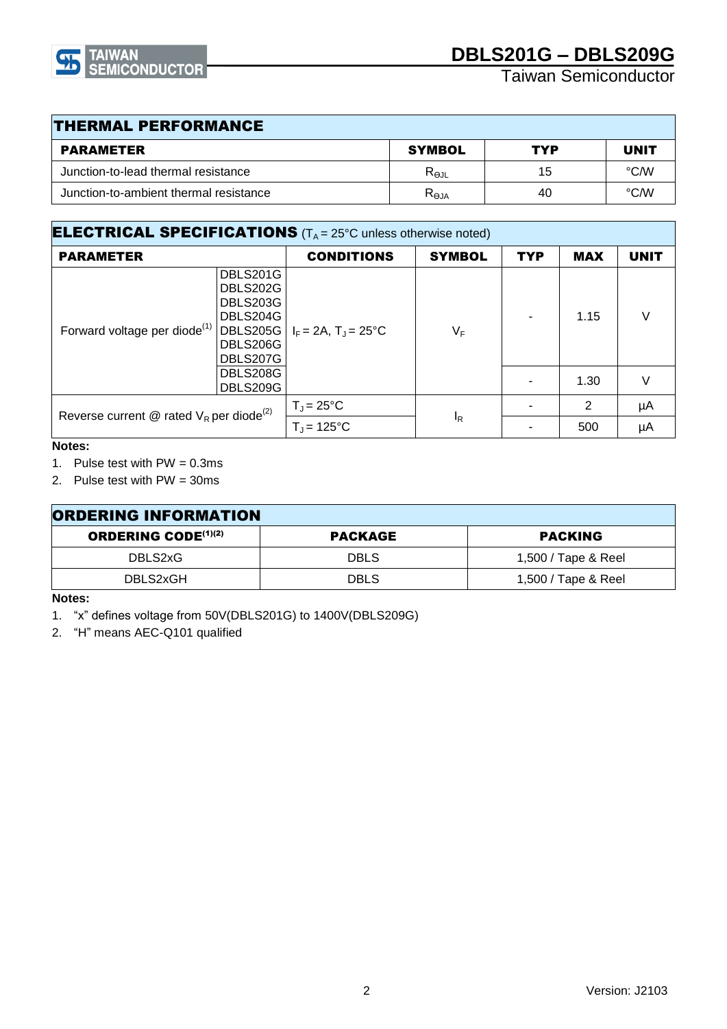## THERMAL PERFORMANCE

| PARAMETER | SYMBOL | TYP | UNIT |
|---|---|---|---|
| Junction-to-lead thermal resistance | $R_{\Theta JL}$ | 15 | °C/W |
| Junction-to-ambient thermal resistance | $R_{\Theta JA}$ | 40 | °C/W |

## ELECTRICAL SPECIFICATIONS ($T_A$ = 25°C unless otherwise noted)

| PARAMETER | | CONDITIONS | SYMBOL | TYP | MAX | UNIT |
|---|---|---|---|---|---|---|
| Forward voltage per diode[1] | DBLS201G DBLS202G DBLS203G DBLS204G DBLS205G DBLS206G DBLS207G | $I_F$ = 2A, $T_J$ = 25°C | $V_F$ | - | 1.15 | V |
| | DBLS208G DBLS209G | | | - | 1.30 | V |
| Reverse current @ rated $V_R$ per diode[2] | | $T_J$ = 25°C | $I_R$ | - | 2 | µA |
| | | $T_J$ = 125°C | | - | 500 | µA |

**Notes:**

1. Pulse test with PW = 0.3ms
2. Pulse test with PW = 30ms

## ORDERING INFORMATION

| ORDERING CODE[1][2] | PACKAGE | PACKING |
|---|---|---|
| DBLS2xG | DBLS | 1,500 / Tape & Reel |
| DBLS2xGH | DBLS | 1,500 / Tape & Reel |

**Notes:**

1. "x" defines voltage from 50V(DBLS201G) to 1400V(DBLS209G)
2. "H" means AEC-Q101 qualified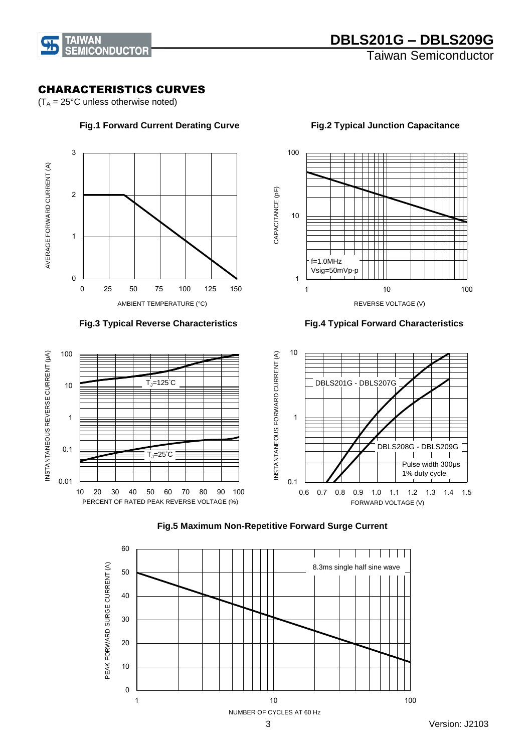## CHARACTERISTICS CURVES

($T_A$ = 25°C unless otherwise noted)

**Fig.1 Forward Current Derating Curve**

AVERAGE FORWARD CURRENT (A)

AMBIENT TEMPERATURE (°C)

**Fig.2 Typical Junction Capacitance**

CAPACITANCE (pF)

f=1.0MHz
Vsig=50mVp-p

REVERSE VOLTAGE (V)

**Fig.3 Typical Reverse Characteristics**

INSTANTANEOUS REVERSE CURRENT (μA)

$T_J$=125°C

$T_J$=25°C

PERCENT OF RATED PEAK REVERSE VOLTAGE (%)

**Fig.4 Typical Forward Characteristics**

INSTANTANEOUS FORWARD CURRENT (A)

DBLS201G - DBLS207G

DBLS208G - DBLS209G

Pulse width 300μs
1% duty cycle

FORWARD VOLTAGE (V)

**Fig.5 Maximum Non-Repetitive Forward Surge Current**

PEAK FORWARD SURGE CURRENT (A)

8.3ms single half sine wave

NUMBER OF CYCLES AT 60 Hz

Version: J2103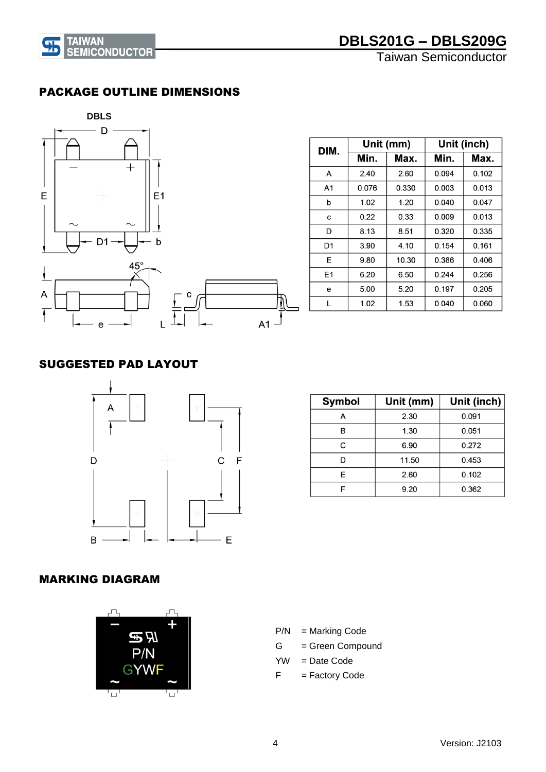## PACKAGE OUTLINE DIMENSIONS

DBLS

| DIM. | Unit (mm) | | Unit (inch) | |
|---|---|---|---|---|
| | Min. | Max. | Min. | Max. |
| A | 2.40 | 2.60 | 0.094 | 0.102 |
| A1 | 0.076 | 0.330 | 0.003 | 0.013 |
| b | 1.02 | 1.20 | 0.040 | 0.047 |
| c | 0.22 | 0.33 | 0.009 | 0.013 |
| D | 8.13 | 8.51 | 0.320 | 0.335 |
| D1 | 3.90 | 4.10 | 0.154 | 0.161 |
| E | 9.80 | 10.30 | 0.386 | 0.406 |
| E1 | 6.20 | 6.50 | 0.244 | 0.256 |
| e | 5.00 | 5.20 | 0.197 | 0.205 |
| L | 1.02 | 1.53 | 0.040 | 0.060 |

## SUGGESTED PAD LAYOUT

| Symbol | Unit (mm) | Unit (inch) |
|---|---|---|
| A | 2.30 | 0.091 |
| B | 1.30 | 0.051 |
| C | 6.90 | 0.272 |
| D | 11.50 | 0.453 |
| E | 2.60 | 0.102 |
| F | 9.20 | 0.362 |

## MARKING DIAGRAM

P/N = Marking Code

G = Green Compound

YW = Date Code

F = Factory Code

Version: J2103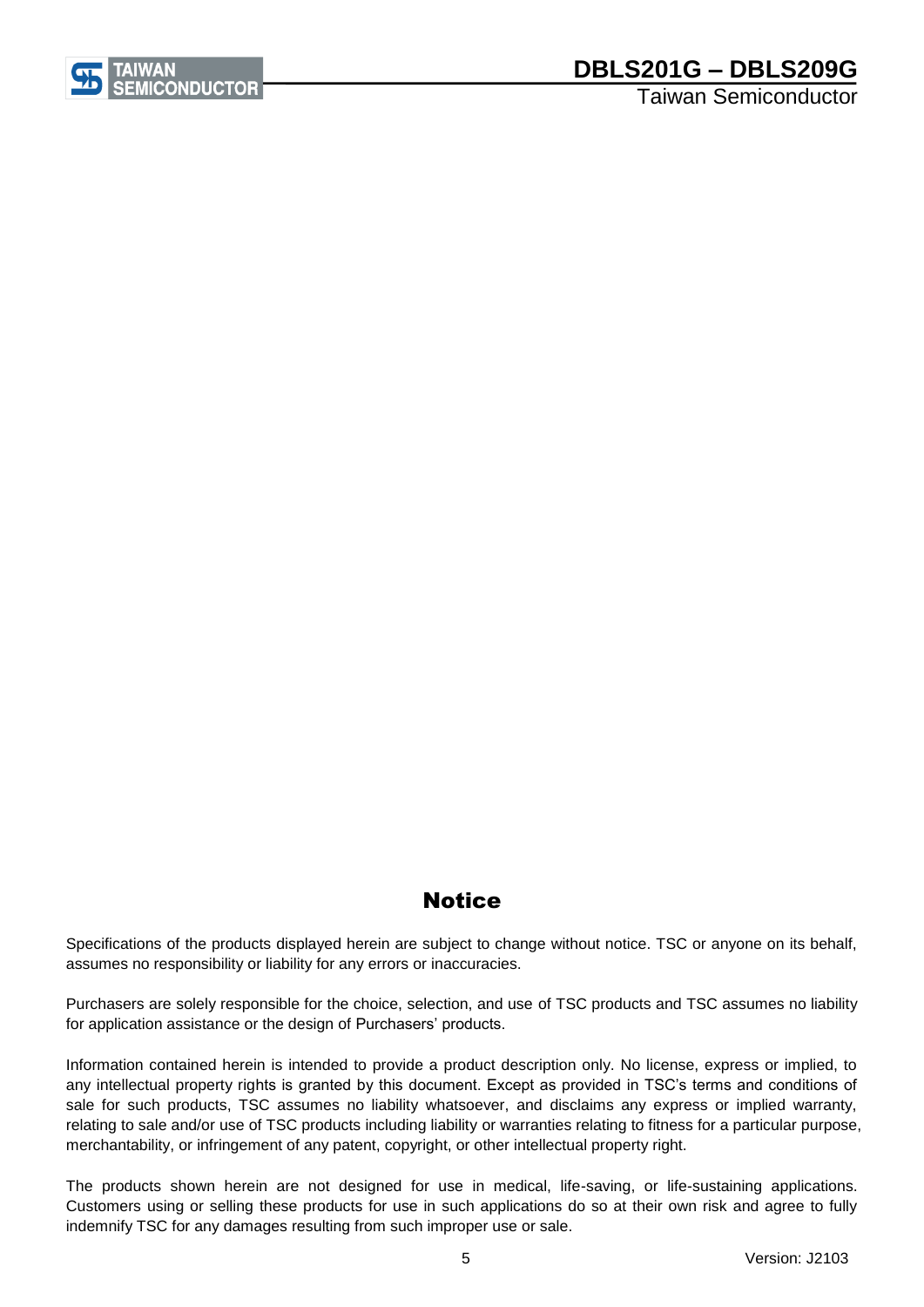## Notice

Specifications of the products displayed herein are subject to change without notice. TSC or anyone on its behalf, assumes no responsibility or liability for any errors or inaccuracies.

Purchasers are solely responsible for the choice, selection, and use of TSC products and TSC assumes no liability for application assistance or the design of Purchasers' products.

Information contained herein is intended to provide a product description only. No license, express or implied, to any intellectual property rights is granted by this document. Except as provided in TSC's terms and conditions of sale for such products, TSC assumes no liability whatsoever, and disclaims any express or implied warranty, relating to sale and/or use of TSC products including liability or warranties relating to fitness for a particular purpose, merchantability, or infringement of any patent, copyright, or other intellectual property right.

The products shown herein are not designed for use in medical, life-saving, or life-sustaining applications. Customers using or selling these products for use in such applications do so at their own risk and agree to fully indemnify TSC for any damages resulting from such improper use or sale.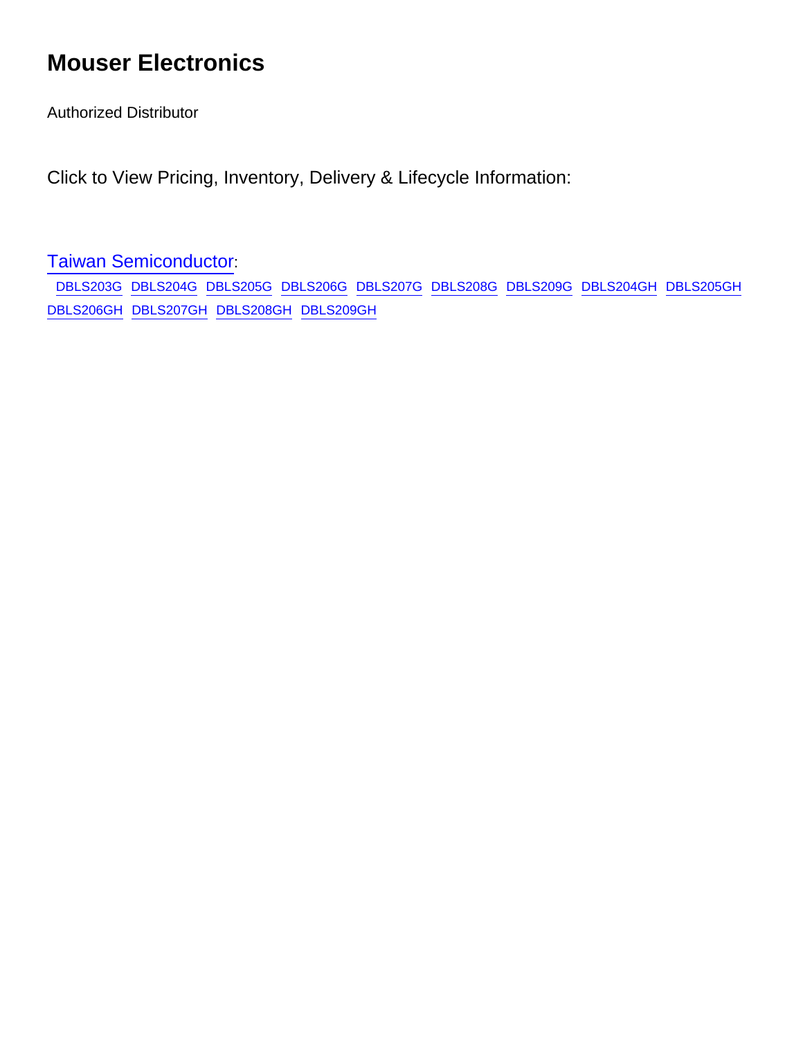# Mouser Electronics

Authorized Distributor

Click to View Pricing, Inventory, Delivery & Lifecycle Information:

Taiwan Semiconductor:

DBLS203G DBLS204G DBLS205G DBLS206G DBLS207G DBLS208G DBLS209G DBLS204GH DBLS205GH DBLS206GH DBLS207GH DBLS208GH DBLS209GH